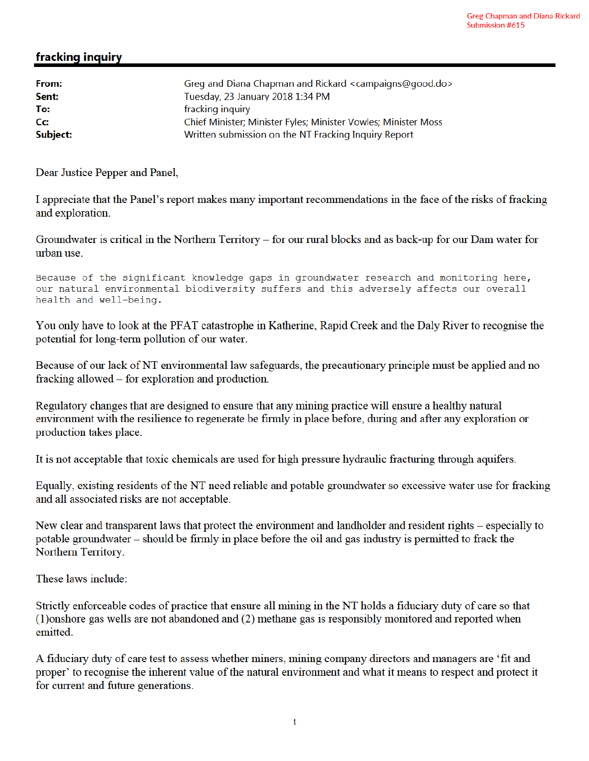Greg Chapman and Diana Rickard
Submission #615

## fracking inquiry

| | |
|---|---|
| **From:** | Greg and Diana Chapman and Rickard <campaigns@good.do> |
| **Sent:** | Tuesday, 23 January 2018 1:34 PM |
| **To:** | fracking inquiry |
| **Cc:** | Chief Minister; Minister Fyles; Minister Vowles; Minister Moss |
| **Subject:** | Written submission on the NT Fracking Inquiry Report |

Dear Justice Pepper and Panel,

I appreciate that the Panel's report makes many important recommendations in the face of the risks of fracking and exploration.

Groundwater is critical in the Northern Territory – for our rural blocks and as back-up for our Dam water for urban use.

Because of the significant knowledge gaps in groundwater research and monitoring here, our natural environmental biodiversity suffers and this adversely affects our overall health and well-being.

You only have to look at the PFAT catastrophe in Katherine, Rapid Creek and the Daly River to recognise the potential for long-term pollution of our water.

Because of our lack of NT environmental law safeguards, the precautionary principle must be applied and no fracking allowed – for exploration and production.

Regulatory changes that are designed to ensure that any mining practice will ensure a healthy natural environment with the resilience to regenerate be firmly in place before, during and after any exploration or production takes place.

It is not acceptable that toxic chemicals are used for high pressure hydraulic fracturing through aquifers.

Equally, existing residents of the NT need reliable and potable groundwater so excessive water use for fracking and all associated risks are not acceptable.

New clear and transparent laws that protect the environment and landholder and resident rights – especially to potable groundwater – should be firmly in place before the oil and gas industry is permitted to frack the Northern Territory.

These laws include:

Strictly enforceable codes of practice that ensure all mining in the NT holds a fiduciary duty of care so that (1)onshore gas wells are not abandoned and (2) methane gas is responsibly monitored and reported when emitted.

A fiduciary duty of care test to assess whether miners, mining company directors and managers are 'fit and proper' to recognise the inherent value of the natural environment and what it means to respect and protect it for current and future generations.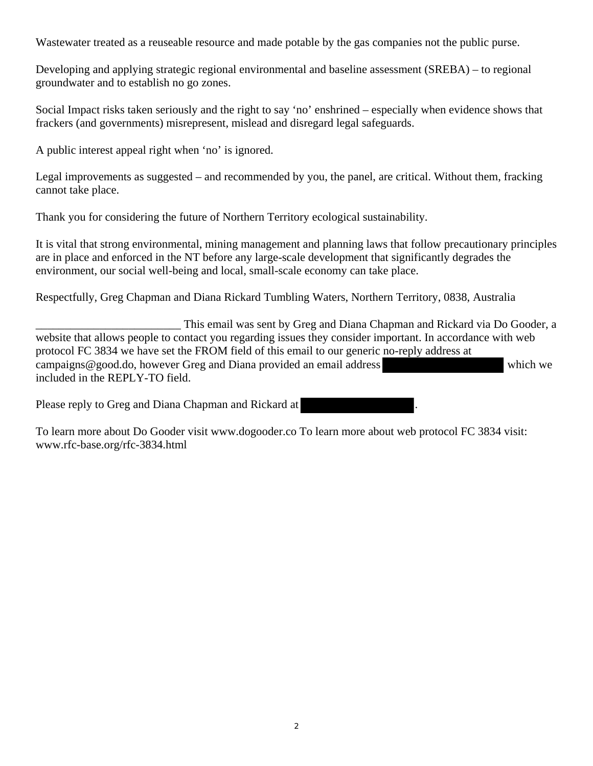Wastewater treated as a reuseable resource and made potable by the gas companies not the public purse.

Developing and applying strategic regional environmental and baseline assessment (SREBA) – to regional groundwater and to establish no go zones.

Social Impact risks taken seriously and the right to say 'no' enshrined – especially when evidence shows that frackers (and governments) misrepresent, mislead and disregard legal safeguards.

A public interest appeal right when 'no' is ignored.

Legal improvements as suggested – and recommended by you, the panel, are critical. Without them, fracking cannot take place.

Thank you for considering the future of Northern Territory ecological sustainability.

It is vital that strong environmental, mining management and planning laws that follow precautionary principles are in place and enforced in the NT before any large-scale development that significantly degrades the environment, our social well-being and local, small-scale economy can take place.

Respectfully, Greg Chapman and Diana Rickard Tumbling Waters, Northern Territory, 0838, Australia

_________________________ This email was sent by Greg and Diana Chapman and Rickard via Do Gooder, a website that allows people to contact you regarding issues they consider important. In accordance with web protocol FC 3834 we have set the FROM field of this email to our generic no-reply address at campaigns@good.do, however Greg and Diana provided an email address [REDACTED] which we included in the REPLY-TO field.

Please reply to Greg and Diana Chapman and Rickard at [REDACTED].

To learn more about Do Gooder visit www.dogooder.co To learn more about web protocol FC 3834 visit: www.rfc-base.org/rfc-3834.html